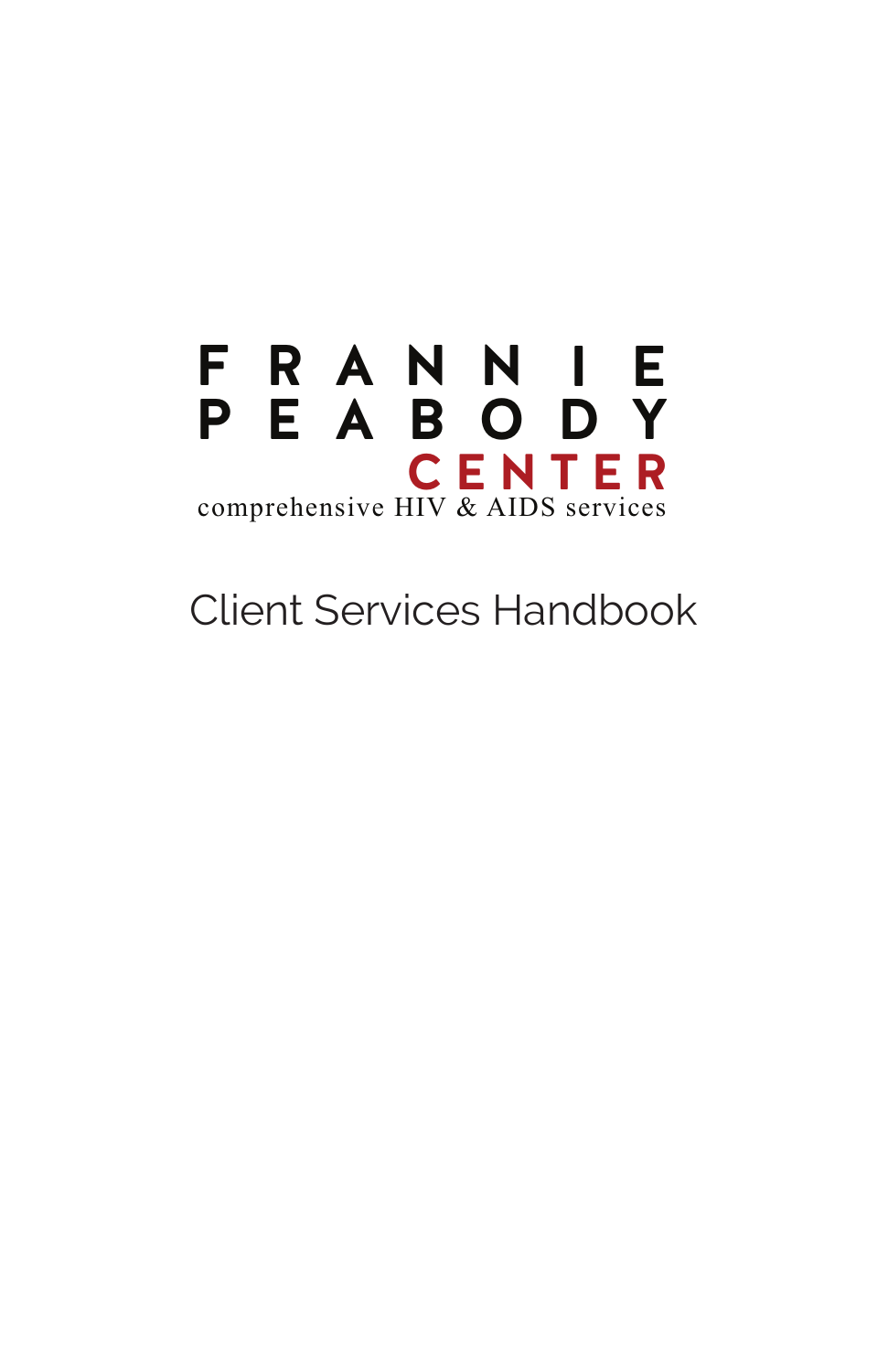# FRANNIE PEABODY CENTER

comprehensive HIV & AIDS services

## Client Services Handbook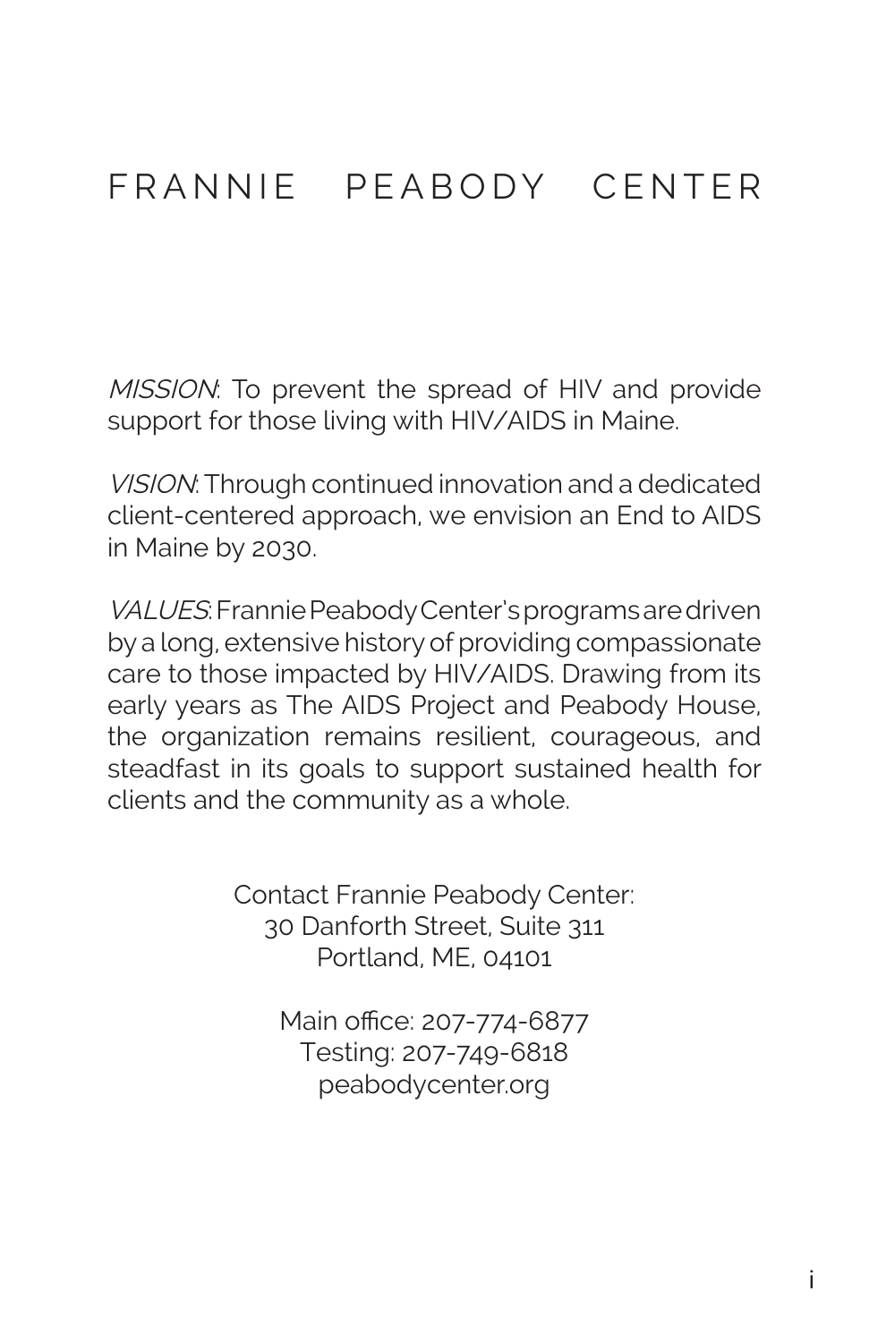# FRANNIE PEABODY CENTER

*MISSION*: To prevent the spread of HIV and provide support for those living with HIV/AIDS in Maine.

*VISION*: Through continued innovation and a dedicated client-centered approach, we envision an End to AIDS in Maine by 2030.

*VALUES*: Frannie Peabody Center's programs are driven by a long, extensive history of providing compassionate care to those impacted by HIV/AIDS. Drawing from its early years as The AIDS Project and Peabody House, the organization remains resilient, courageous, and steadfast in its goals to support sustained health for clients and the community as a whole.

Contact Frannie Peabody Center:
30 Danforth Street, Suite 311
Portland, ME, 04101

Main office: 207-774-6877
Testing: 207-749-6818
peabodycenter.org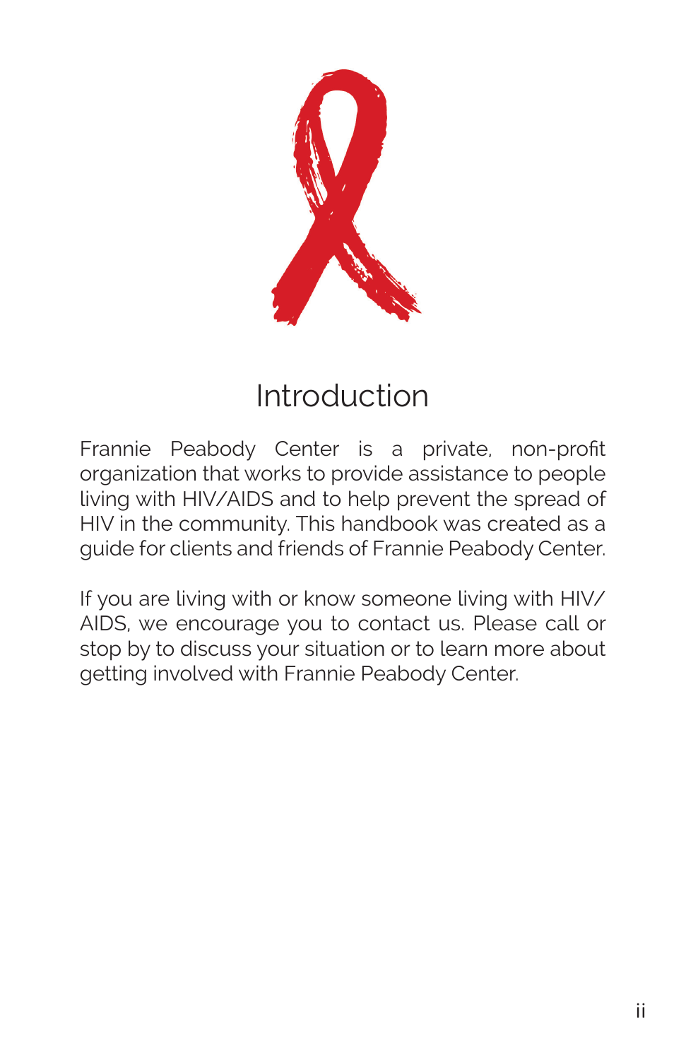# Introduction

Frannie Peabody Center is a private, non-profit organization that works to provide assistance to people living with HIV/AIDS and to help prevent the spread of HIV in the community. This handbook was created as a guide for clients and friends of Frannie Peabody Center.

If you are living with or know someone living with HIV/AIDS, we encourage you to contact us. Please call or stop by to discuss your situation or to learn more about getting involved with Frannie Peabody Center.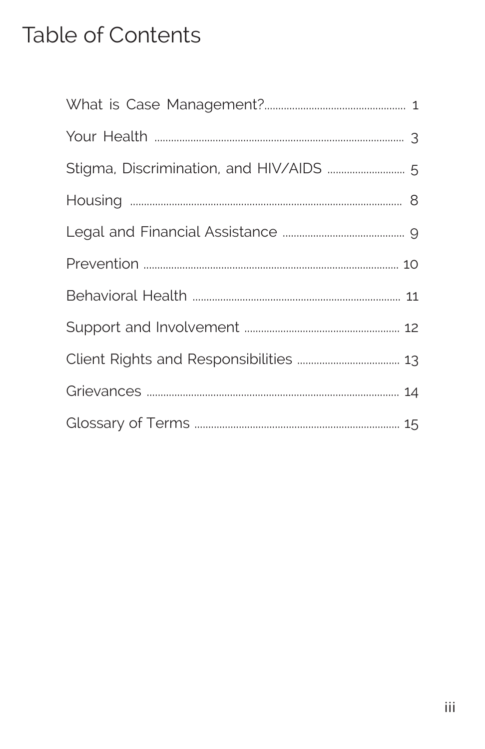# Table of Contents

| | |
|---|---|
| What is Case Management? | 1 |
| Your Health | 3 |
| Stigma, Discrimination, and HIV/AIDS | 5 |
| Housing | 8 |
| Legal and Financial Assistance | 9 |
| Prevention | 10 |
| Behavioral Health | 11 |
| Support and Involvement | 12 |
| Client Rights and Responsibilities | 13 |
| Grievances | 14 |
| Glossary of Terms | 15 |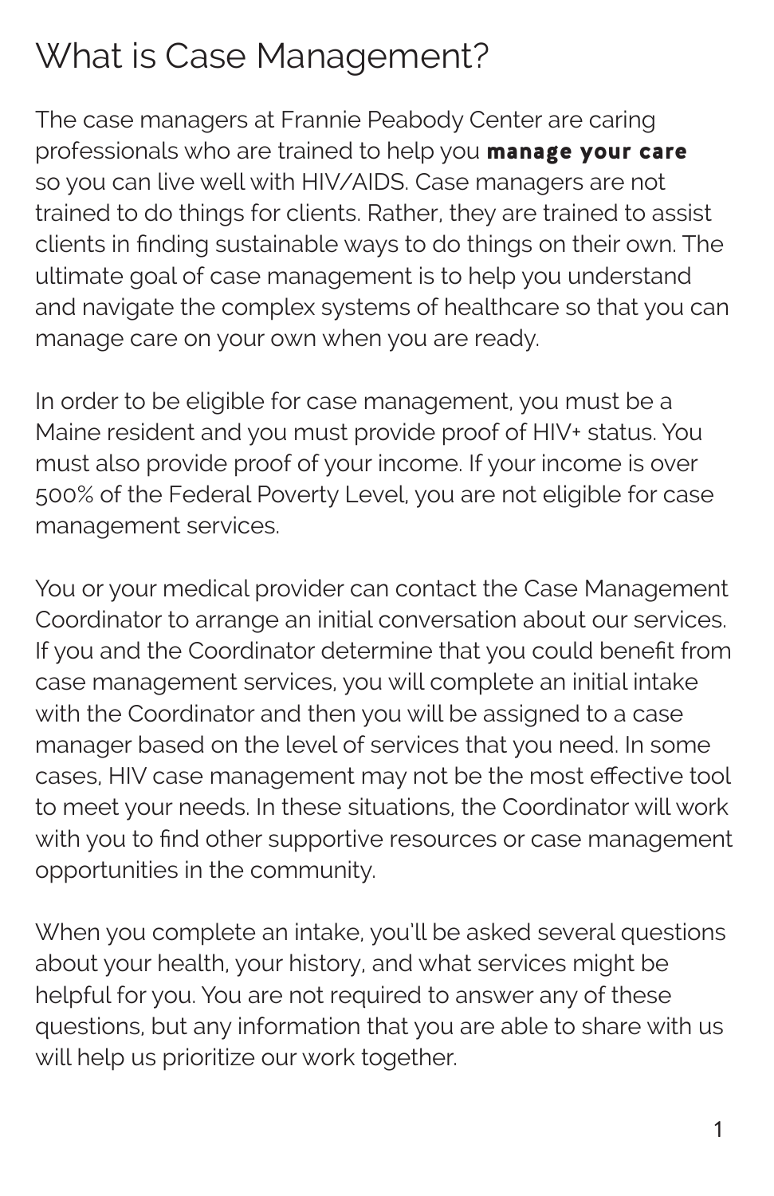# What is Case Management?

The case managers at Frannie Peabody Center are caring professionals who are trained to help you **manage your care** so you can live well with HIV/AIDS. Case managers are not trained to do things for clients. Rather, they are trained to assist clients in finding sustainable ways to do things on their own. The ultimate goal of case management is to help you understand and navigate the complex systems of healthcare so that you can manage care on your own when you are ready.

In order to be eligible for case management, you must be a Maine resident and you must provide proof of HIV+ status. You must also provide proof of your income. If your income is over 500% of the Federal Poverty Level, you are not eligible for case management services.

You or your medical provider can contact the Case Management Coordinator to arrange an initial conversation about our services. If you and the Coordinator determine that you could benefit from case management services, you will complete an initial intake with the Coordinator and then you will be assigned to a case manager based on the level of services that you need. In some cases, HIV case management may not be the most effective tool to meet your needs. In these situations, the Coordinator will work with you to find other supportive resources or case management opportunities in the community.

When you complete an intake, you'll be asked several questions about your health, your history, and what services might be helpful for you. You are not required to answer any of these questions, but any information that you are able to share with us will help us prioritize our work together.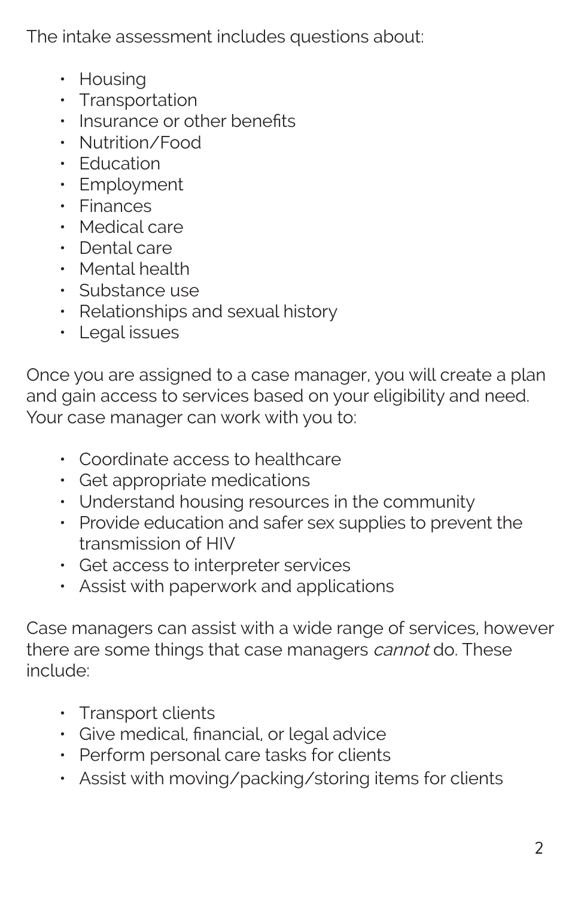The intake assessment includes questions about:

- Housing
- Transportation
- Insurance or other benefits
- Nutrition/Food
- Education
- Employment
- Finances
- Medical care
- Dental care
- Mental health
- Substance use
- Relationships and sexual history
- Legal issues

Once you are assigned to a case manager, you will create a plan and gain access to services based on your eligibility and need. Your case manager can work with you to:

- Coordinate access to healthcare
- Get appropriate medications
- Understand housing resources in the community
- Provide education and safer sex supplies to prevent the transmission of HIV
- Get access to interpreter services
- Assist with paperwork and applications

Case managers can assist with a wide range of services, however there are some things that case managers *cannot* do. These include:

- Transport clients
- Give medical, financial, or legal advice
- Perform personal care tasks for clients
- Assist with moving/packing/storing items for clients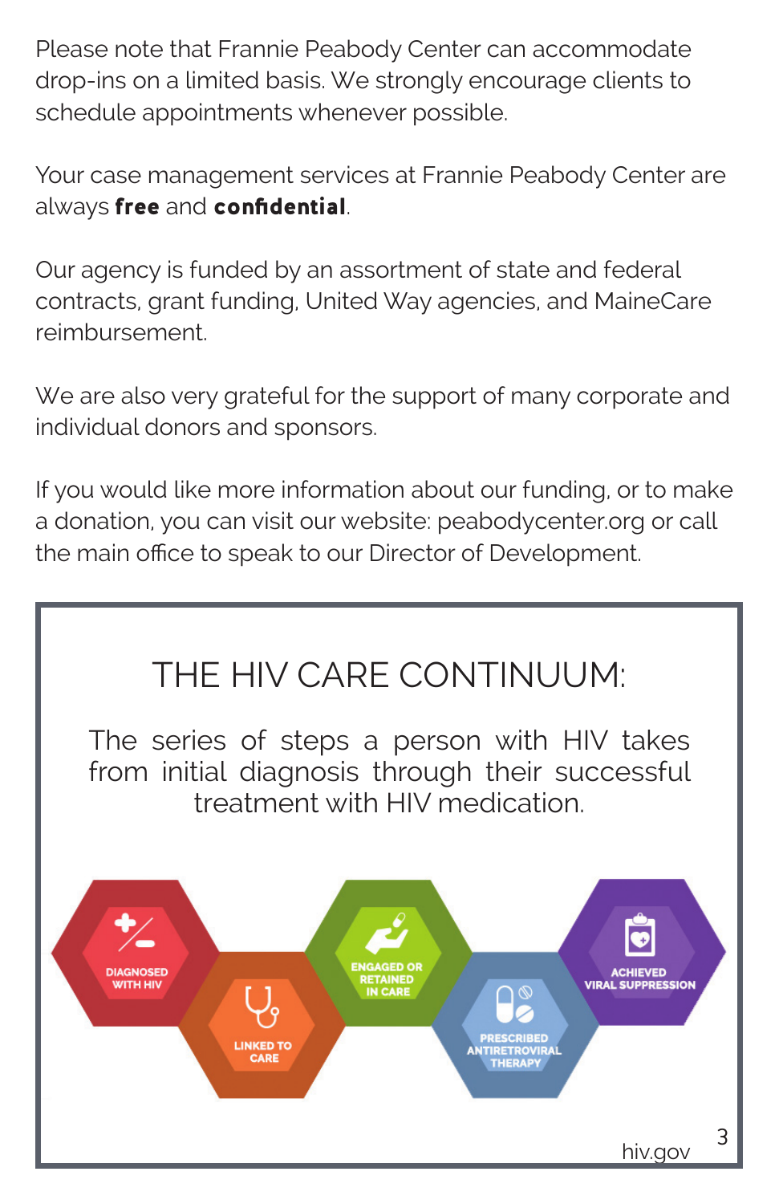Please note that Frannie Peabody Center can accommodate drop-ins on a limited basis. We strongly encourage clients to schedule appointments whenever possible.

Your case management services at Frannie Peabody Center are always **free** and **confidential**.

Our agency is funded by an assortment of state and federal contracts, grant funding, United Way agencies, and MaineCare reimbursement.

We are also very grateful for the support of many corporate and individual donors and sponsors.

If you would like more information about our funding, or to make a donation, you can visit our website: peabodycenter.org or call the main office to speak to our Director of Development.

## THE HIV CARE CONTINUUM:

The series of steps a person with HIV takes from initial diagnosis through their successful treatment with HIV medication.

DIAGNOSED WITH HIV → LINKED TO CARE → ENGAGED OR RETAINED IN CARE → PRESCRIBED ANTIRETROVIRAL THERAPY → ACHIEVED VIRAL SUPPRESSION

hiv.gov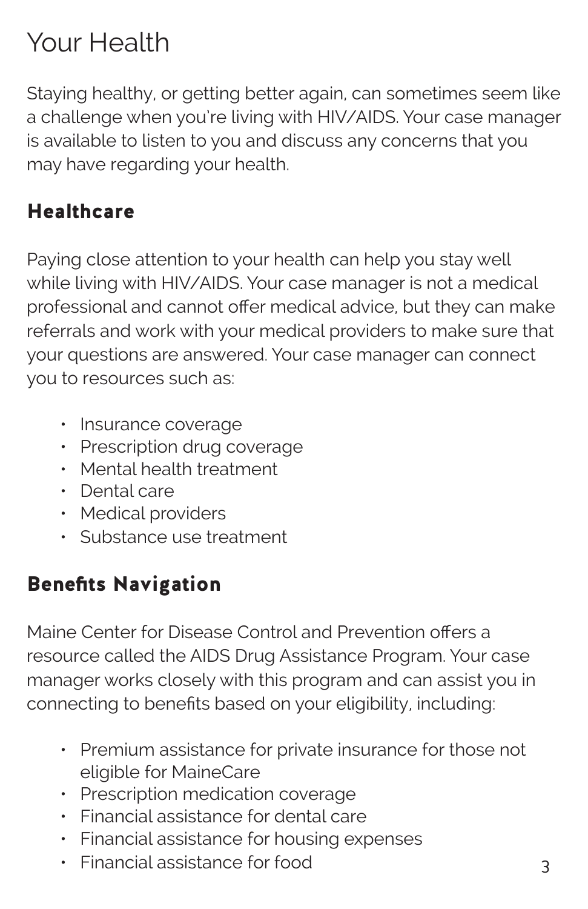# Your Health

Staying healthy, or getting better again, can sometimes seem like a challenge when you're living with HIV/AIDS. Your case manager is available to listen to you and discuss any concerns that you may have regarding your health.

## Healthcare

Paying close attention to your health can help you stay well while living with HIV/AIDS. Your case manager is not a medical professional and cannot offer medical advice, but they can make referrals and work with your medical providers to make sure that your questions are answered. Your case manager can connect you to resources such as:

- Insurance coverage
- Prescription drug coverage
- Mental health treatment
- Dental care
- Medical providers
- Substance use treatment

## Benefits Navigation

Maine Center for Disease Control and Prevention offers a resource called the AIDS Drug Assistance Program. Your case manager works closely with this program and can assist you in connecting to benefits based on your eligibility, including:

- Premium assistance for private insurance for those not eligible for MaineCare
- Prescription medication coverage
- Financial assistance for dental care
- Financial assistance for housing expenses
- Financial assistance for food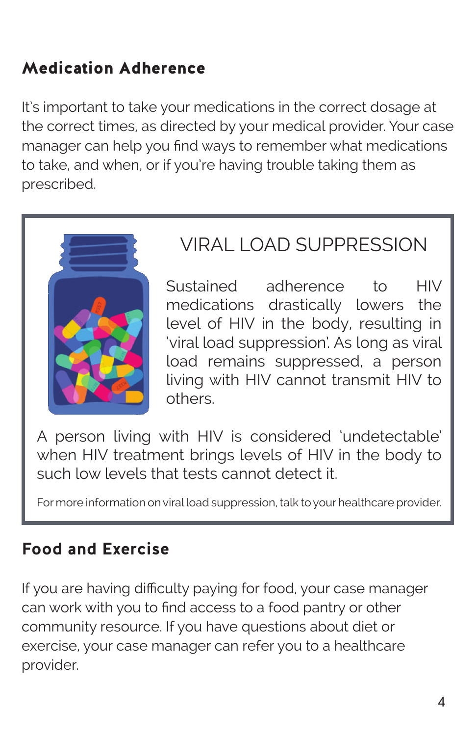## Medication Adherence

It's important to take your medications in the correct dosage at the correct times, as directed by your medical provider. Your case manager can help you find ways to remember what medications to take, and when, or if you're having trouble taking them as prescribed.

### VIRAL LOAD SUPPRESSION

Sustained adherence to HIV medications drastically lowers the level of HIV in the body, resulting in 'viral load suppression'. As long as viral load remains suppressed, a person living with HIV cannot transmit HIV to others.

A person living with HIV is considered 'undetectable' when HIV treatment brings levels of HIV in the body to such low levels that tests cannot detect it.

For more information on viral load suppression, talk to your healthcare provider.

## Food and Exercise

If you are having difficulty paying for food, your case manager can work with you to find access to a food pantry or other community resource. If you have questions about diet or exercise, your case manager can refer you to a healthcare provider.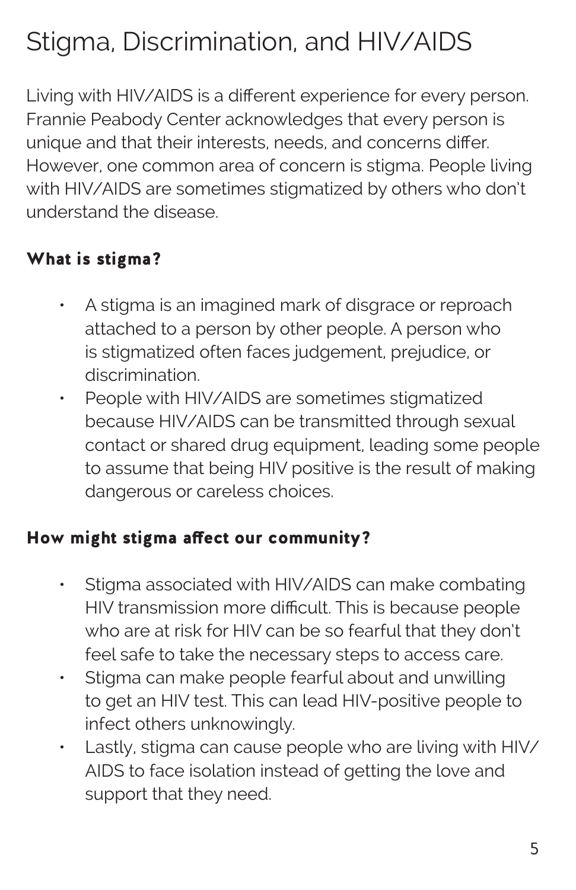# Stigma, Discrimination, and HIV/AIDS

Living with HIV/AIDS is a different experience for every person. Frannie Peabody Center acknowledges that every person is unique and that their interests, needs, and concerns differ. However, one common area of concern is stigma. People living with HIV/AIDS are sometimes stigmatized by others who don't understand the disease.

**What is stigma?**

- A stigma is an imagined mark of disgrace or reproach attached to a person by other people. A person who is stigmatized often faces judgement, prejudice, or discrimination.
- People with HIV/AIDS are sometimes stigmatized because HIV/AIDS can be transmitted through sexual contact or shared drug equipment, leading some people to assume that being HIV positive is the result of making dangerous or careless choices.

**How might stigma affect our community?**

- Stigma associated with HIV/AIDS can make combating HIV transmission more difficult. This is because people who are at risk for HIV can be so fearful that they don't feel safe to take the necessary steps to access care.
- Stigma can make people fearful about and unwilling to get an HIV test. This can lead HIV-positive people to infect others unknowingly.
- Lastly, stigma can cause people who are living with HIV/AIDS to face isolation instead of getting the love and support that they need.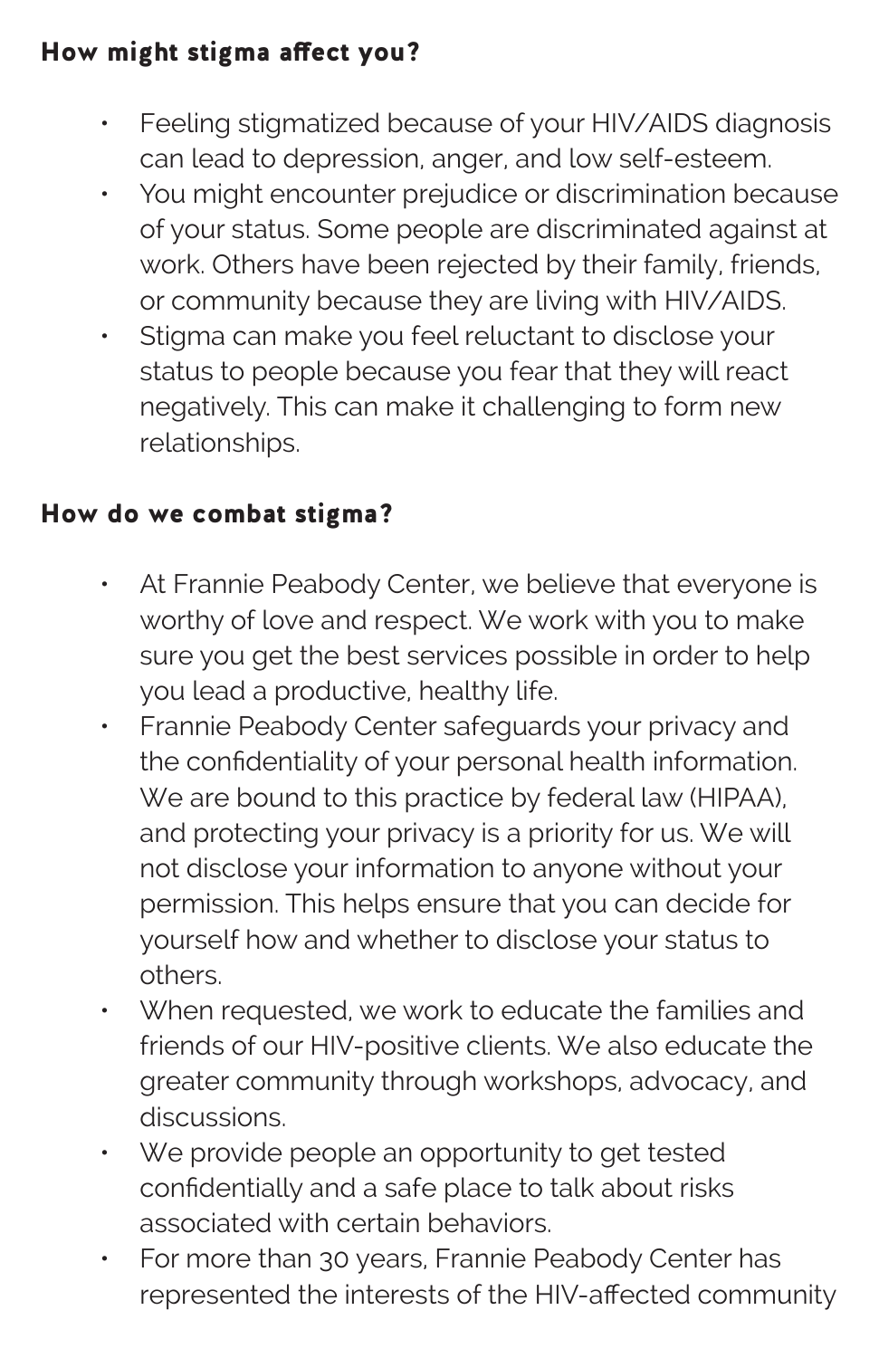## How might stigma affect you?

- Feeling stigmatized because of your HIV/AIDS diagnosis can lead to depression, anger, and low self-esteem.
- You might encounter prejudice or discrimination because of your status. Some people are discriminated against at work. Others have been rejected by their family, friends, or community because they are living with HIV/AIDS.
- Stigma can make you feel reluctant to disclose your status to people because you fear that they will react negatively. This can make it challenging to form new relationships.

## How do we combat stigma?

- At Frannie Peabody Center, we believe that everyone is worthy of love and respect. We work with you to make sure you get the best services possible in order to help you lead a productive, healthy life.
- Frannie Peabody Center safeguards your privacy and the confidentiality of your personal health information. We are bound to this practice by federal law (HIPAA), and protecting your privacy is a priority for us. We will not disclose your information to anyone without your permission. This helps ensure that you can decide for yourself how and whether to disclose your status to others.
- When requested, we work to educate the families and friends of our HIV-positive clients. We also educate the greater community through workshops, advocacy, and discussions.
- We provide people an opportunity to get tested confidentially and a safe place to talk about risks associated with certain behaviors.
- For more than 30 years, Frannie Peabody Center has represented the interests of the HIV-affected community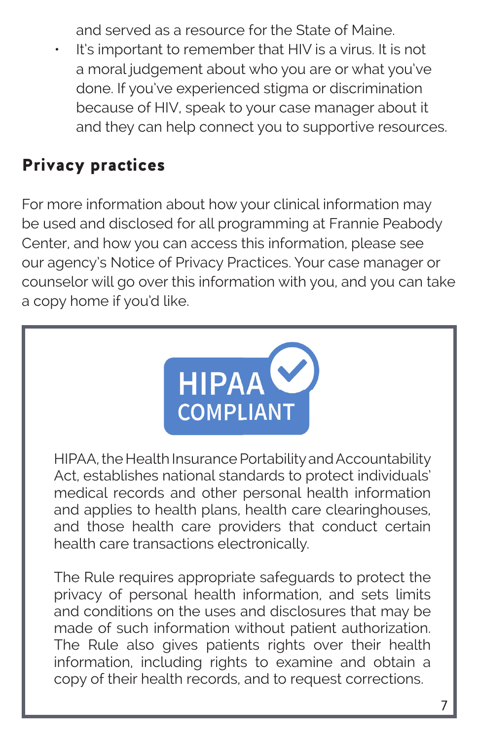and served as a resource for the State of Maine.

- It's important to remember that HIV is a virus. It is not a moral judgement about who you are or what you've done. If you've experienced stigma or discrimination because of HIV, speak to your case manager about it and they can help connect you to supportive resources.

## Privacy practices

For more information about how your clinical information may be used and disclosed for all programming at Frannie Peabody Center, and how you can access this information, please see our agency's Notice of Privacy Practices. Your case manager or counselor will go over this information with you, and you can take a copy home if you'd like.

HIPAA COMPLIANT

HIPAA, the Health Insurance Portability and Accountability Act, establishes national standards to protect individuals' medical records and other personal health information and applies to health plans, health care clearinghouses, and those health care providers that conduct certain health care transactions electronically.

The Rule requires appropriate safeguards to protect the privacy of personal health information, and sets limits and conditions on the uses and disclosures that may be made of such information without patient authorization. The Rule also gives patients rights over their health information, including rights to examine and obtain a copy of their health records, and to request corrections.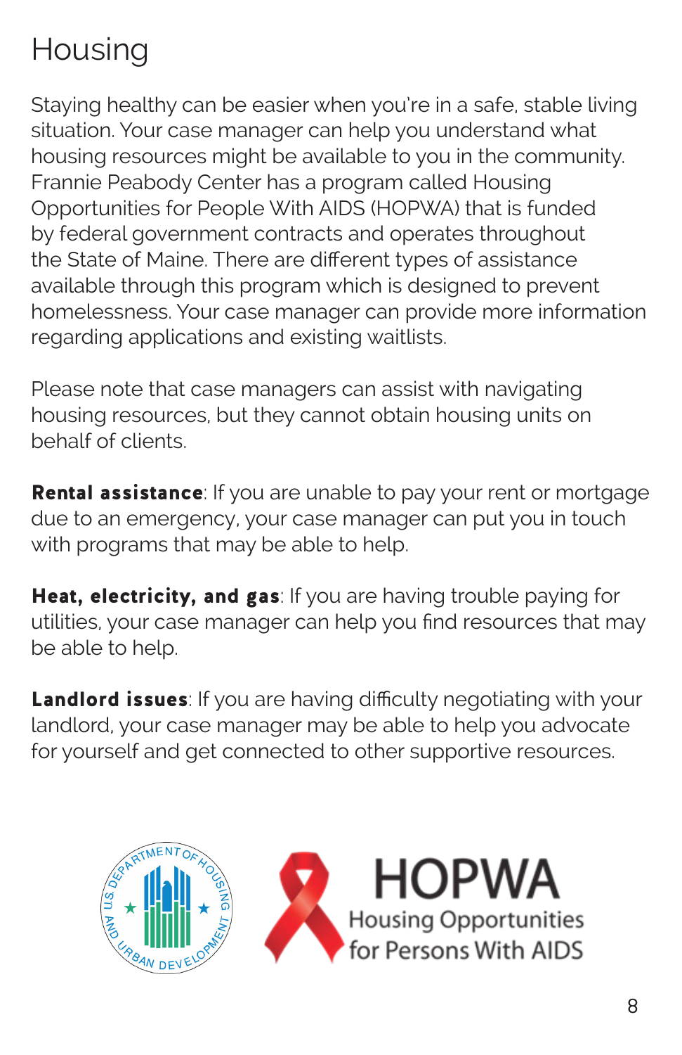# Housing

Staying healthy can be easier when you're in a safe, stable living situation. Your case manager can help you understand what housing resources might be available to you in the community. Frannie Peabody Center has a program called Housing Opportunities for People With AIDS (HOPWA) that is funded by federal government contracts and operates throughout the State of Maine. There are different types of assistance available through this program which is designed to prevent homelessness. Your case manager can provide more information regarding applications and existing waitlists.

Please note that case managers can assist with navigating housing resources, but they cannot obtain housing units on behalf of clients.

**Rental assistance**: If you are unable to pay your rent or mortgage due to an emergency, your case manager can put you in touch with programs that may be able to help.

**Heat, electricity, and gas**: If you are having trouble paying for utilities, your case manager can help you find resources that may be able to help.

**Landlord issues**: If you are having difficulty negotiating with your landlord, your case manager may be able to help you advocate for yourself and get connected to other supportive resources.

U.S. Department of Housing and Urban Development

HOPWA
Housing Opportunities for Persons With AIDS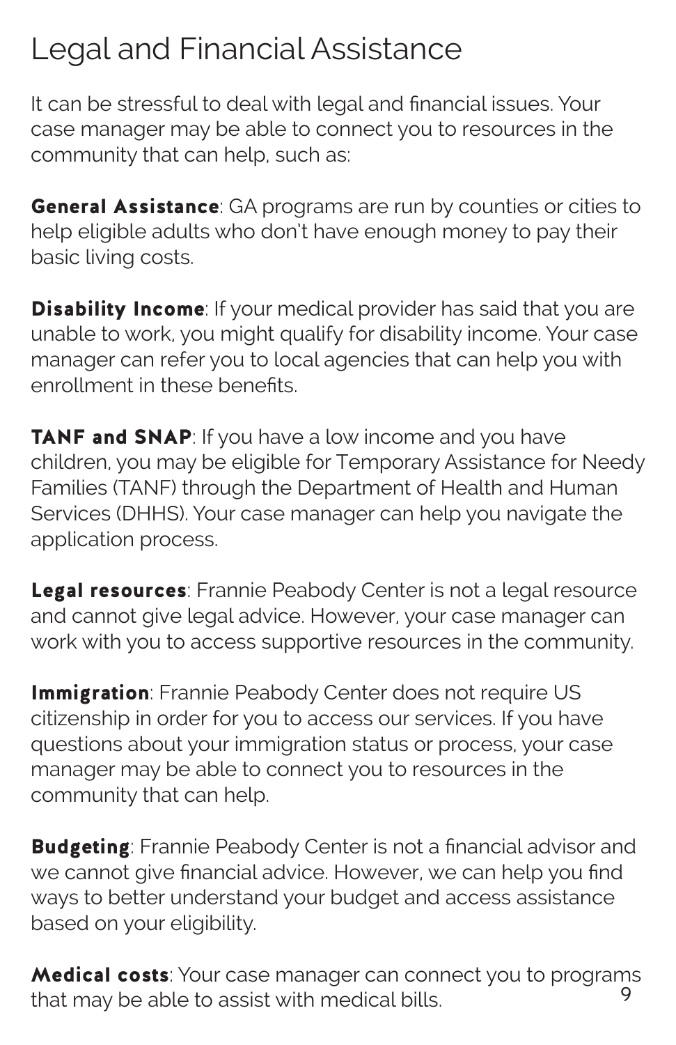# Legal and Financial Assistance

It can be stressful to deal with legal and financial issues. Your case manager may be able to connect you to resources in the community that can help, such as:

**General Assistance**: GA programs are run by counties or cities to help eligible adults who don't have enough money to pay their basic living costs.

**Disability Income**: If your medical provider has said that you are unable to work, you might qualify for disability income. Your case manager can refer you to local agencies that can help you with enrollment in these benefits.

**TANF and SNAP**: If you have a low income and you have children, you may be eligible for Temporary Assistance for Needy Families (TANF) through the Department of Health and Human Services (DHHS). Your case manager can help you navigate the application process.

**Legal resources**: Frannie Peabody Center is not a legal resource and cannot give legal advice. However, your case manager can work with you to access supportive resources in the community.

**Immigration**: Frannie Peabody Center does not require US citizenship in order for you to access our services. If you have questions about your immigration status or process, your case manager may be able to connect you to resources in the community that can help.

**Budgeting**: Frannie Peabody Center is not a financial advisor and we cannot give financial advice. However, we can help you find ways to better understand your budget and access assistance based on your eligibility.

**Medical costs**: Your case manager can connect you to programs that may be able to assist with medical bills.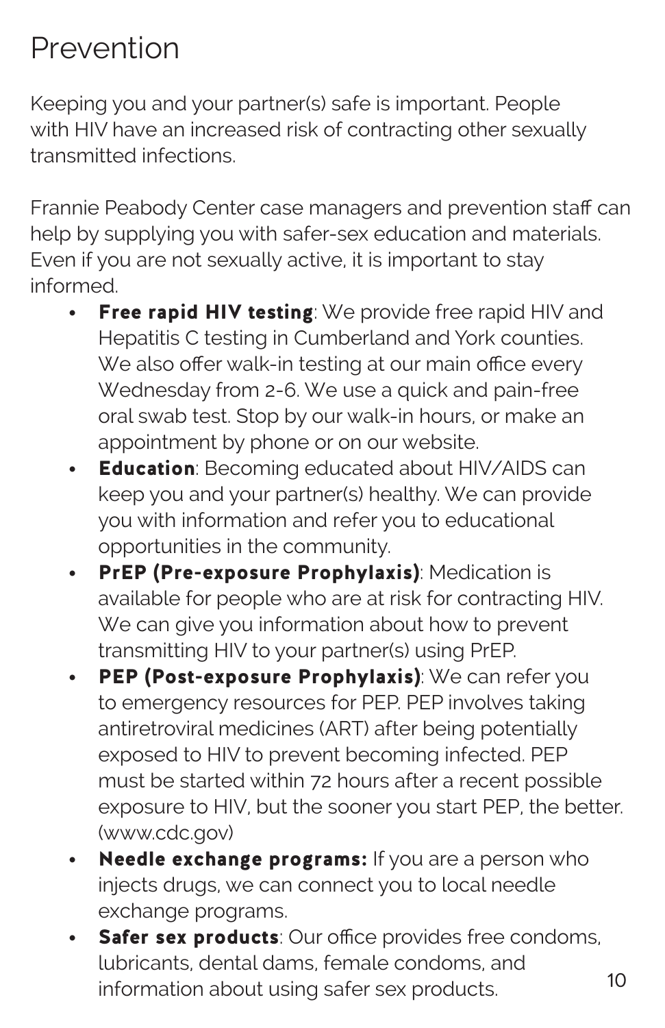# Prevention

Keeping you and your partner(s) safe is important. People with HIV have an increased risk of contracting other sexually transmitted infections.

Frannie Peabody Center case managers and prevention staff can help by supplying you with safer-sex education and materials. Even if you are not sexually active, it is important to stay informed.

- **Free rapid HIV testing**: We provide free rapid HIV and Hepatitis C testing in Cumberland and York counties. We also offer walk-in testing at our main office every Wednesday from 2-6. We use a quick and pain-free oral swab test. Stop by our walk-in hours, or make an appointment by phone or on our website.
- **Education**: Becoming educated about HIV/AIDS can keep you and your partner(s) healthy. We can provide you with information and refer you to educational opportunities in the community.
- **PrEP (Pre-exposure Prophylaxis)**: Medication is available for people who are at risk for contracting HIV. We can give you information about how to prevent transmitting HIV to your partner(s) using PrEP.
- **PEP (Post-exposure Prophylaxis)**: We can refer you to emergency resources for PEP. PEP involves taking antiretroviral medicines (ART) after being potentially exposed to HIV to prevent becoming infected. PEP must be started within 72 hours after a recent possible exposure to HIV, but the sooner you start PEP, the better. (www.cdc.gov)
- **Needle exchange programs:** If you are a person who injects drugs, we can connect you to local needle exchange programs.
- **Safer sex products**: Our office provides free condoms, lubricants, dental dams, female condoms, and information about using safer sex products.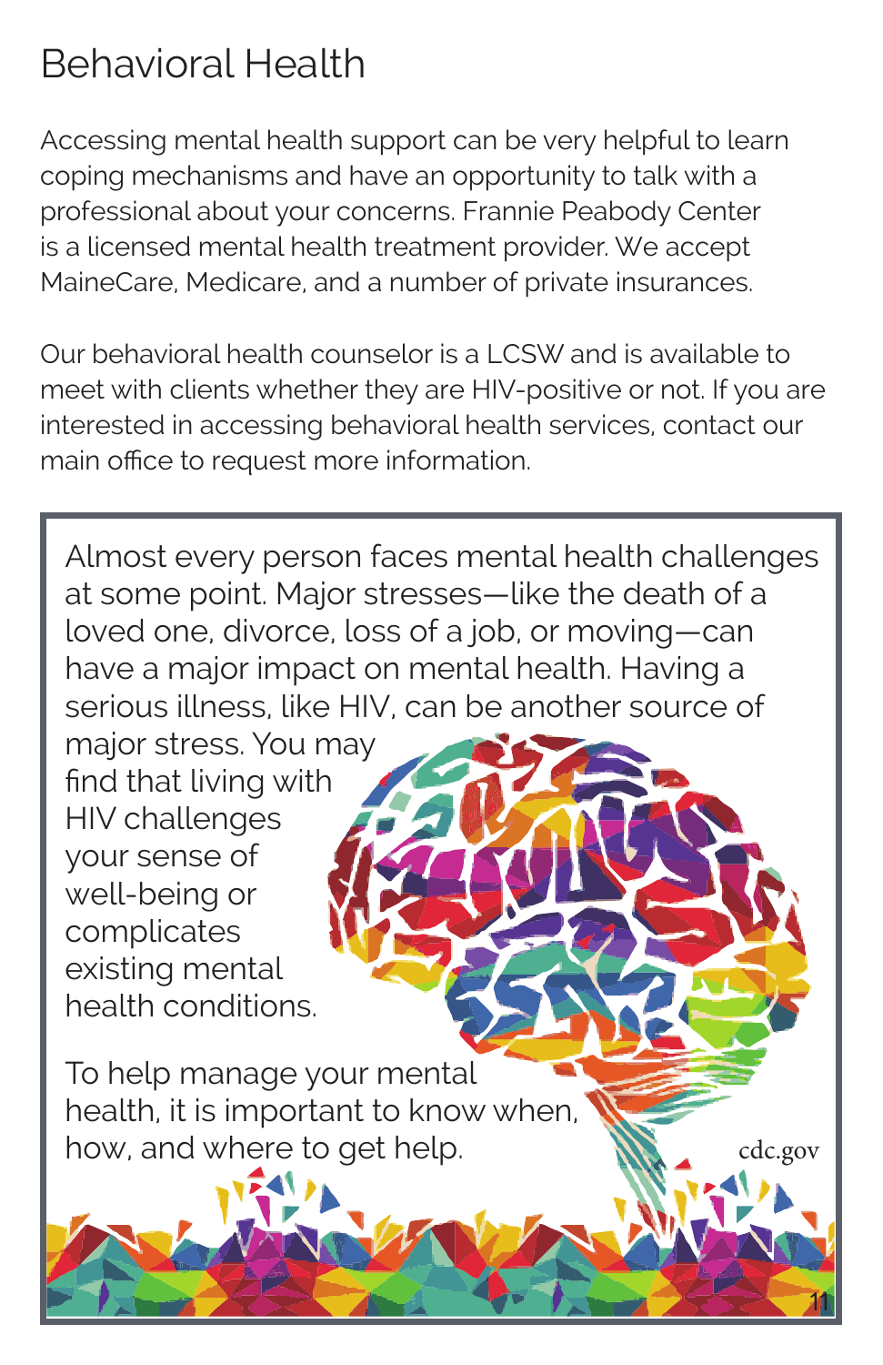# Behavioral Health

Accessing mental health support can be very helpful to learn coping mechanisms and have an opportunity to talk with a professional about your concerns. Frannie Peabody Center is a licensed mental health treatment provider. We accept MaineCare, Medicare, and a number of private insurances.

Our behavioral health counselor is a LCSW and is available to meet with clients whether they are HIV-positive or not. If you are interested in accessing behavioral health services, contact our main office to request more information.

Almost every person faces mental health challenges at some point. Major stresses—like the death of a loved one, divorce, loss of a job, or moving—can have a major impact on mental health. Having a serious illness, like HIV, can be another source of major stress. You may find that living with HIV challenges your sense of well-being or complicates existing mental health conditions.

To help manage your mental health, it is important to know when, how, and where to get help.

cdc.gov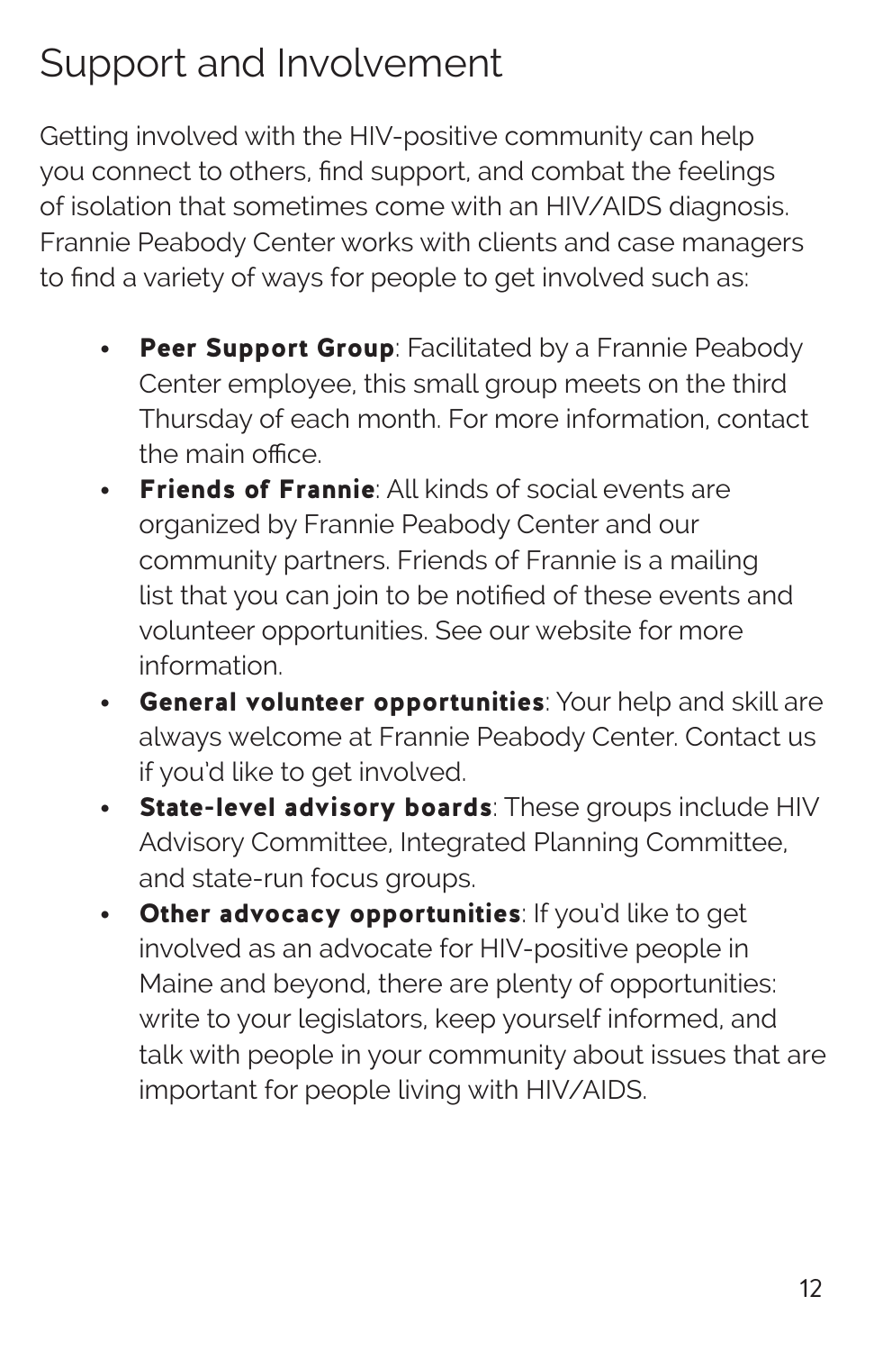# Support and Involvement

Getting involved with the HIV-positive community can help you connect to others, find support, and combat the feelings of isolation that sometimes come with an HIV/AIDS diagnosis. Frannie Peabody Center works with clients and case managers to find a variety of ways for people to get involved such as:

- **Peer Support Group**: Facilitated by a Frannie Peabody Center employee, this small group meets on the third Thursday of each month. For more information, contact the main office.
- **Friends of Frannie**: All kinds of social events are organized by Frannie Peabody Center and our community partners. Friends of Frannie is a mailing list that you can join to be notified of these events and volunteer opportunities. See our website for more information.
- **General volunteer opportunities**: Your help and skill are always welcome at Frannie Peabody Center. Contact us if you'd like to get involved.
- **State-level advisory boards**: These groups include HIV Advisory Committee, Integrated Planning Committee, and state-run focus groups.
- **Other advocacy opportunities**: If you'd like to get involved as an advocate for HIV-positive people in Maine and beyond, there are plenty of opportunities: write to your legislators, keep yourself informed, and talk with people in your community about issues that are important for people living with HIV/AIDS.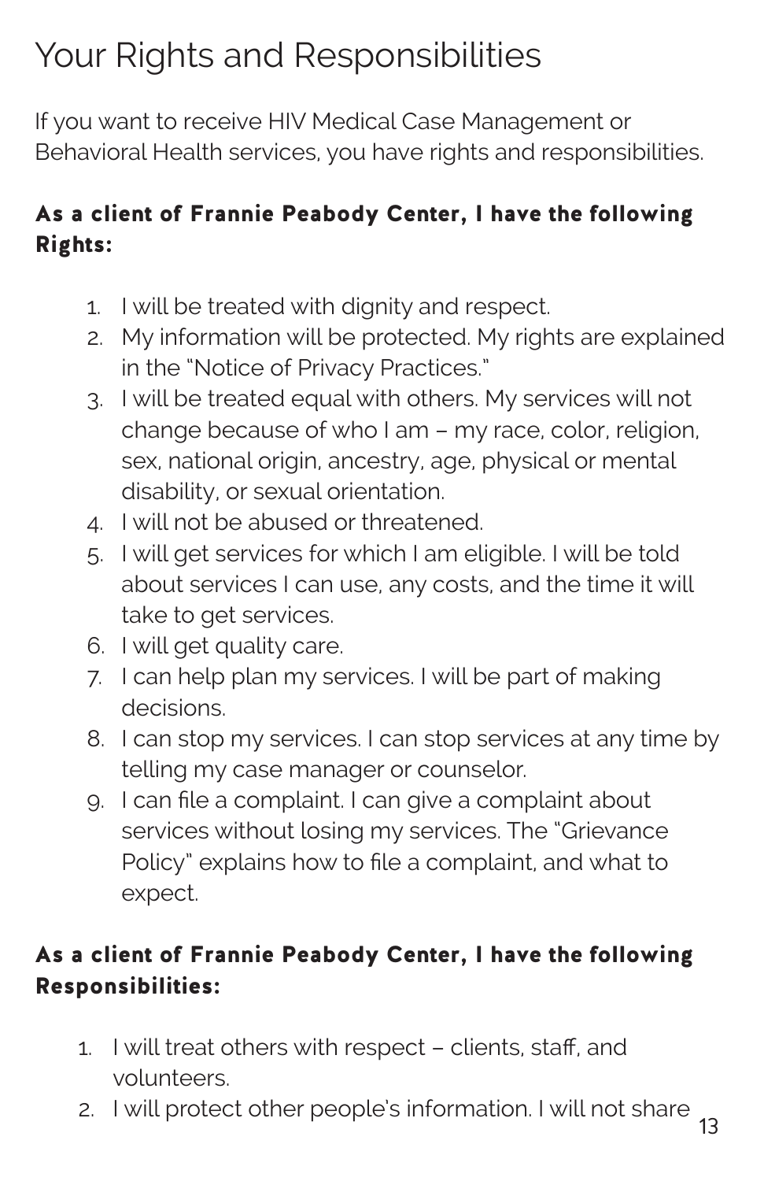# Your Rights and Responsibilities

If you want to receive HIV Medical Case Management or Behavioral Health services, you have rights and responsibilities.

**As a client of Frannie Peabody Center, I have the following Rights:**

1. I will be treated with dignity and respect.
2. My information will be protected. My rights are explained in the "Notice of Privacy Practices."
3. I will be treated equal with others. My services will not change because of who I am – my race, color, religion, sex, national origin, ancestry, age, physical or mental disability, or sexual orientation.
4. I will not be abused or threatened.
5. I will get services for which I am eligible. I will be told about services I can use, any costs, and the time it will take to get services.
6. I will get quality care.
7. I can help plan my services. I will be part of making decisions.
8. I can stop my services. I can stop services at any time by telling my case manager or counselor.
9. I can file a complaint. I can give a complaint about services without losing my services. The "Grievance Policy" explains how to file a complaint, and what to expect.

**As a client of Frannie Peabody Center, I have the following Responsibilities:**

1. I will treat others with respect – clients, staff, and volunteers.
2. I will protect other people's information. I will not share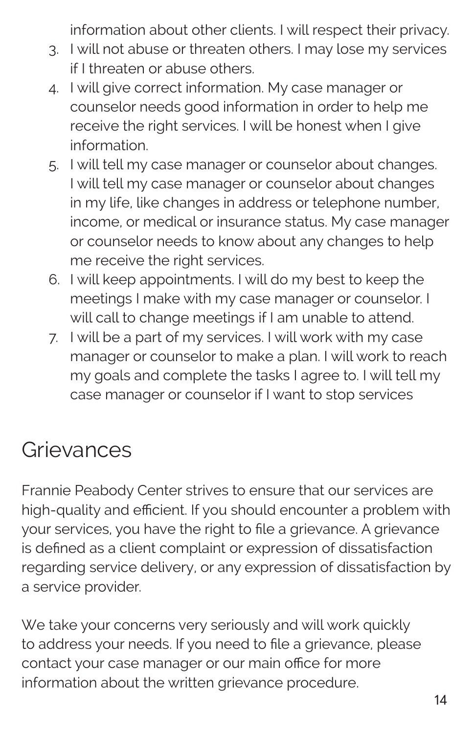information about other clients. I will respect their privacy.

3. I will not abuse or threaten others. I may lose my services if I threaten or abuse others.
4. I will give correct information. My case manager or counselor needs good information in order to help me receive the right services. I will be honest when I give information.
5. I will tell my case manager or counselor about changes. I will tell my case manager or counselor about changes in my life, like changes in address or telephone number, income, or medical or insurance status. My case manager or counselor needs to know about any changes to help me receive the right services.
6. I will keep appointments. I will do my best to keep the meetings I make with my case manager or counselor. I will call to change meetings if I am unable to attend.
7. I will be a part of my services. I will work with my case manager or counselor to make a plan. I will work to reach my goals and complete the tasks I agree to. I will tell my case manager or counselor if I want to stop services

## Grievances

Frannie Peabody Center strives to ensure that our services are high-quality and efficient. If you should encounter a problem with your services, you have the right to file a grievance. A grievance is defined as a client complaint or expression of dissatisfaction regarding service delivery, or any expression of dissatisfaction by a service provider.

We take your concerns very seriously and will work quickly to address your needs. If you need to file a grievance, please contact your case manager or our main office for more information about the written grievance procedure.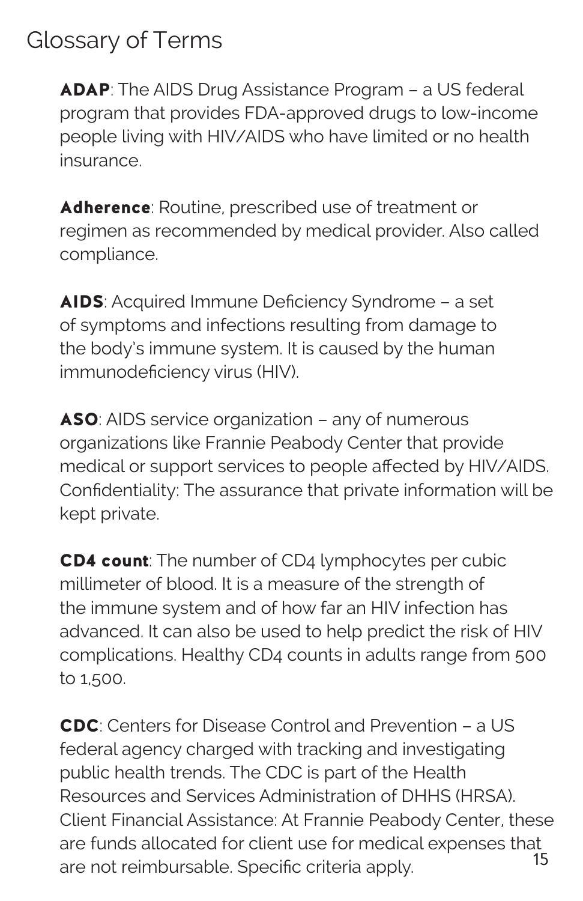# Glossary of Terms

**ADAP**: The AIDS Drug Assistance Program – a US federal program that provides FDA-approved drugs to low-income people living with HIV/AIDS who have limited or no health insurance.

**Adherence**: Routine, prescribed use of treatment or regimen as recommended by medical provider. Also called compliance.

**AIDS**: Acquired Immune Deficiency Syndrome – a set of symptoms and infections resulting from damage to the body's immune system. It is caused by the human immunodeficiency virus (HIV).

**ASO**: AIDS service organization – any of numerous organizations like Frannie Peabody Center that provide medical or support services to people affected by HIV/AIDS. Confidentiality: The assurance that private information will be kept private.

**CD4 count**: The number of CD4 lymphocytes per cubic millimeter of blood. It is a measure of the strength of the immune system and of how far an HIV infection has advanced. It can also be used to help predict the risk of HIV complications. Healthy CD4 counts in adults range from 500 to 1,500.

**CDC**: Centers for Disease Control and Prevention – a US federal agency charged with tracking and investigating public health trends. The CDC is part of the Health Resources and Services Administration of DHHS (HRSA). Client Financial Assistance: At Frannie Peabody Center, these are funds allocated for client use for medical expenses that are not reimbursable. Specific criteria apply.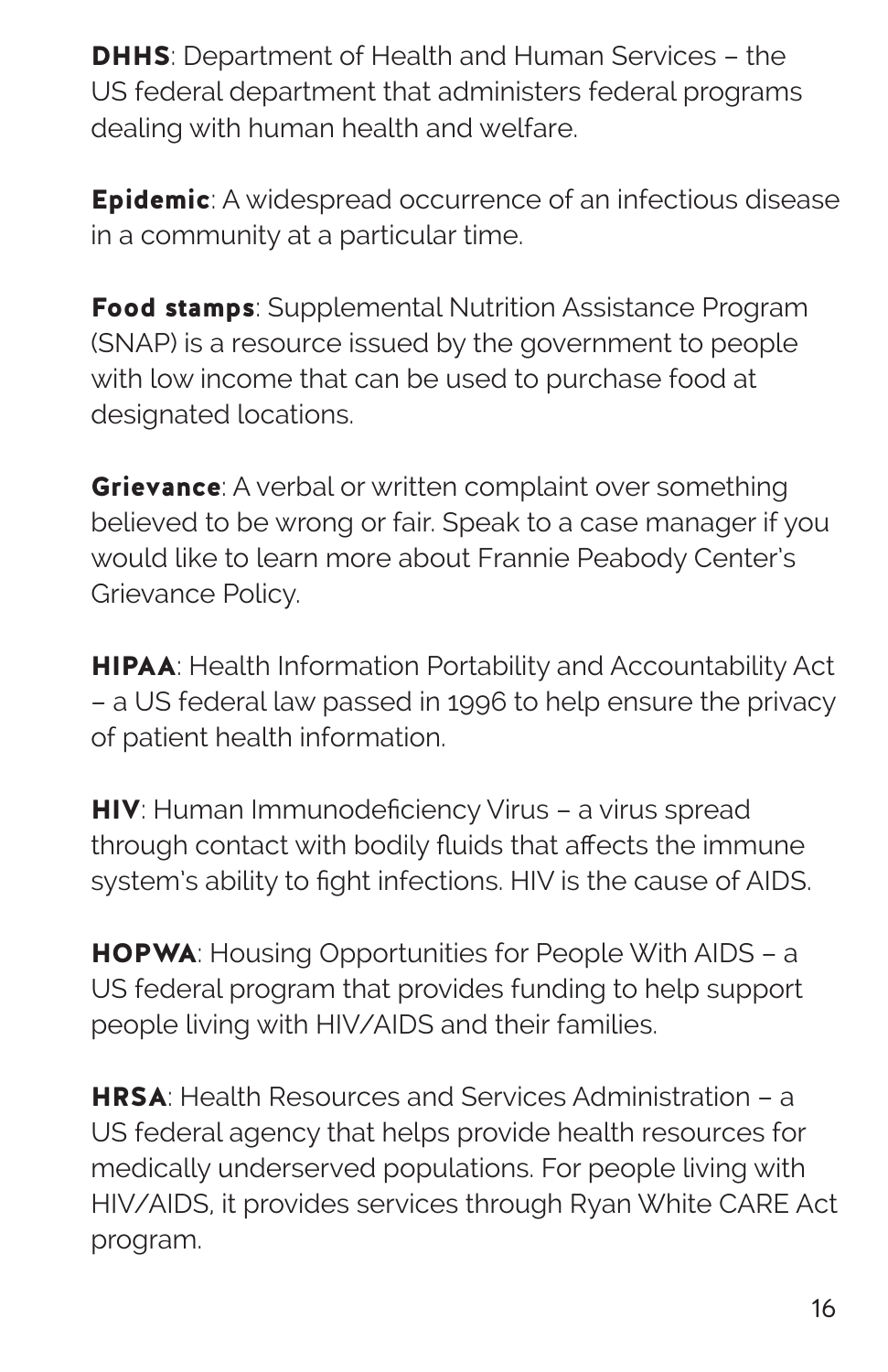**DHHS**: Department of Health and Human Services – the US federal department that administers federal programs dealing with human health and welfare.

**Epidemic**: A widespread occurrence of an infectious disease in a community at a particular time.

**Food stamps**: Supplemental Nutrition Assistance Program (SNAP) is a resource issued by the government to people with low income that can be used to purchase food at designated locations.

**Grievance**: A verbal or written complaint over something believed to be wrong or fair. Speak to a case manager if you would like to learn more about Frannie Peabody Center's Grievance Policy.

**HIPAA**: Health Information Portability and Accountability Act – a US federal law passed in 1996 to help ensure the privacy of patient health information.

**HIV**: Human Immunodeficiency Virus – a virus spread through contact with bodily fluids that affects the immune system's ability to fight infections. HIV is the cause of AIDS.

**HOPWA**: Housing Opportunities for People With AIDS – a US federal program that provides funding to help support people living with HIV/AIDS and their families.

**HRSA**: Health Resources and Services Administration – a US federal agency that helps provide health resources for medically underserved populations. For people living with HIV/AIDS, it provides services through Ryan White CARE Act program.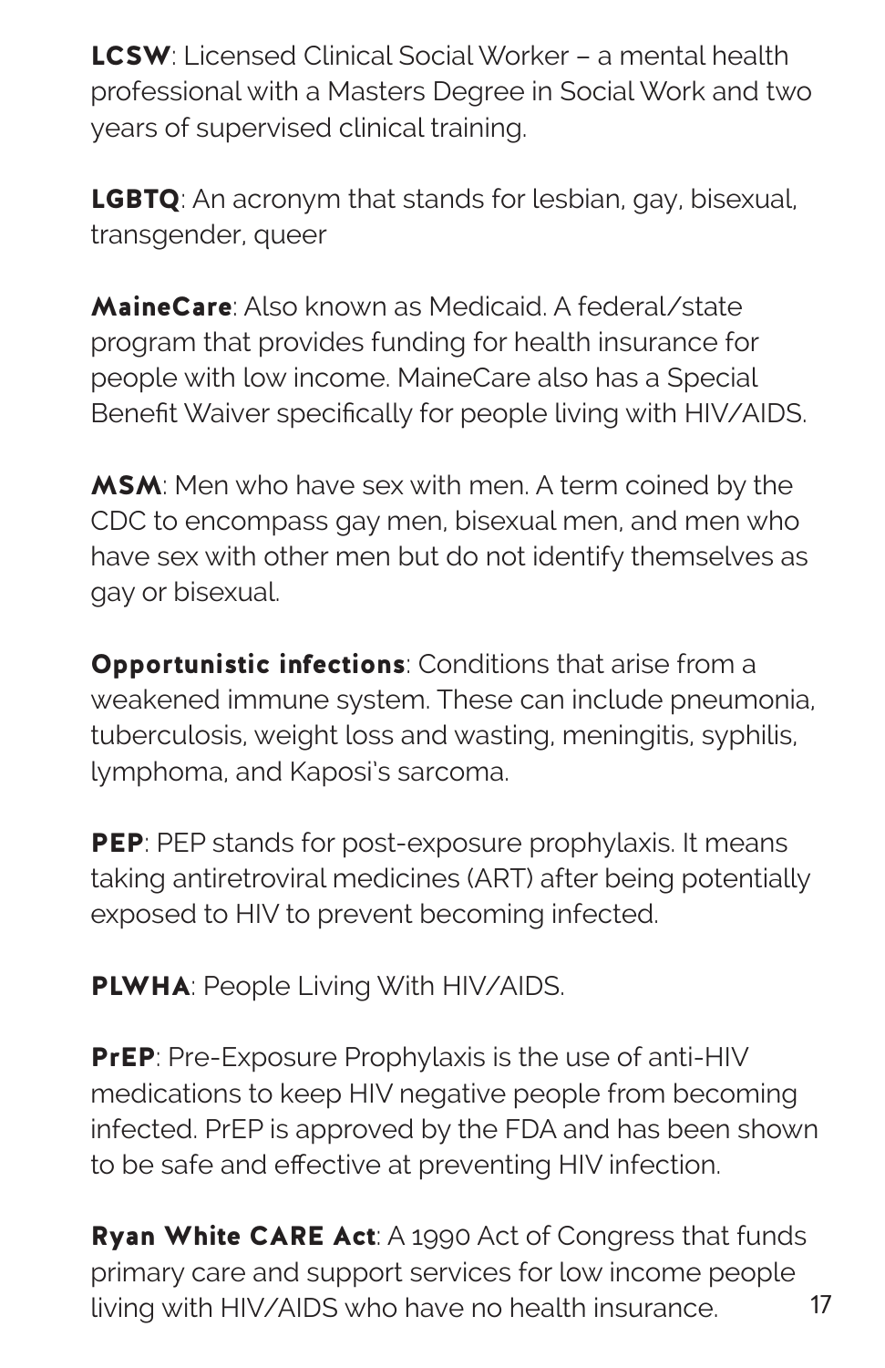**LCSW**: Licensed Clinical Social Worker – a mental health professional with a Masters Degree in Social Work and two years of supervised clinical training.

**LGBTQ**: An acronym that stands for lesbian, gay, bisexual, transgender, queer

**MaineCare**: Also known as Medicaid. A federal/state program that provides funding for health insurance for people with low income. MaineCare also has a Special Benefit Waiver specifically for people living with HIV/AIDS.

**MSM**: Men who have sex with men. A term coined by the CDC to encompass gay men, bisexual men, and men who have sex with other men but do not identify themselves as gay or bisexual.

**Opportunistic infections**: Conditions that arise from a weakened immune system. These can include pneumonia, tuberculosis, weight loss and wasting, meningitis, syphilis, lymphoma, and Kaposi's sarcoma.

**PEP**: PEP stands for post-exposure prophylaxis. It means taking antiretroviral medicines (ART) after being potentially exposed to HIV to prevent becoming infected.

**PLWHA**: People Living With HIV/AIDS.

**PrEP**: Pre-Exposure Prophylaxis is the use of anti-HIV medications to keep HIV negative people from becoming infected. PrEP is approved by the FDA and has been shown to be safe and effective at preventing HIV infection.

**Ryan White CARE Act**: A 1990 Act of Congress that funds primary care and support services for low income people living with HIV/AIDS who have no health insurance.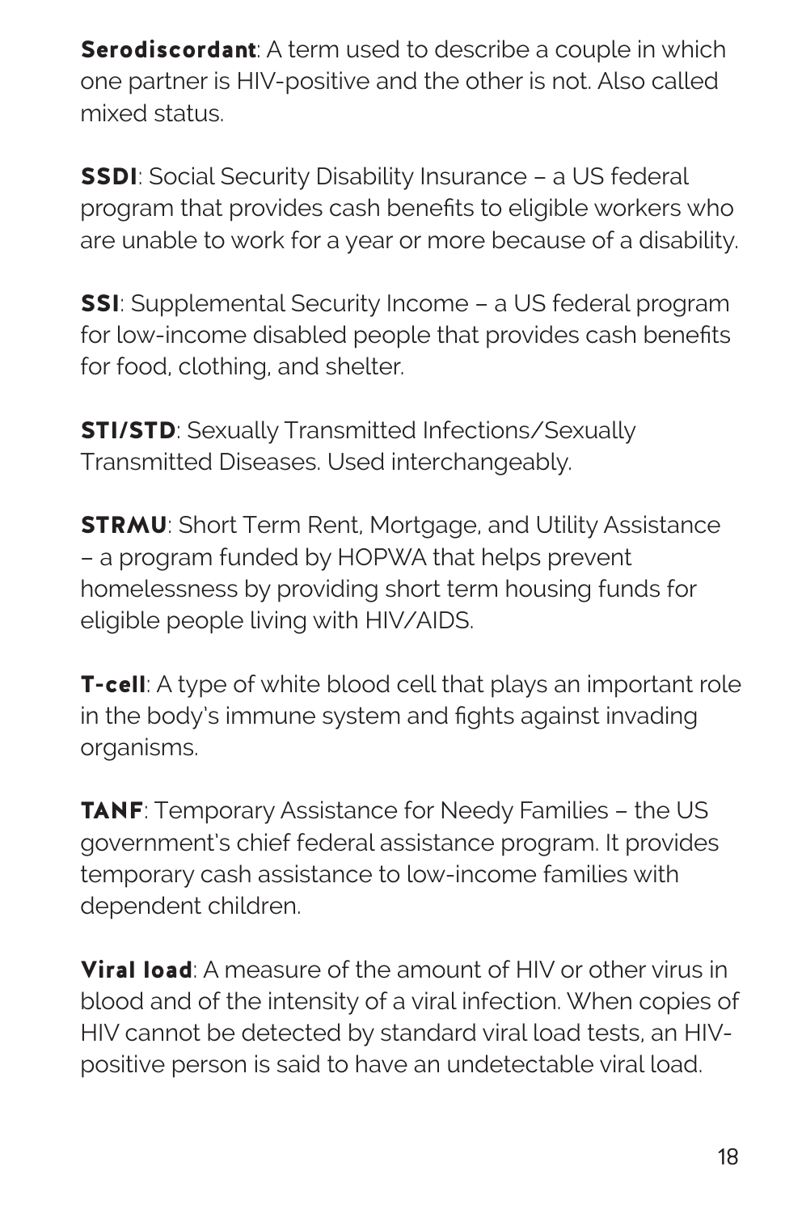**Serodiscordant**: A term used to describe a couple in which one partner is HIV-positive and the other is not. Also called mixed status.

**SSDI**: Social Security Disability Insurance – a US federal program that provides cash benefits to eligible workers who are unable to work for a year or more because of a disability.

**SSI**: Supplemental Security Income – a US federal program for low-income disabled people that provides cash benefits for food, clothing, and shelter.

**STI/STD**: Sexually Transmitted Infections/Sexually Transmitted Diseases. Used interchangeably.

**STRMU**: Short Term Rent, Mortgage, and Utility Assistance – a program funded by HOPWA that helps prevent homelessness by providing short term housing funds for eligible people living with HIV/AIDS.

**T-cell**: A type of white blood cell that plays an important role in the body's immune system and fights against invading organisms.

**TANF**: Temporary Assistance for Needy Families – the US government's chief federal assistance program. It provides temporary cash assistance to low-income families with dependent children.

**Viral load**: A measure of the amount of HIV or other virus in blood and of the intensity of a viral infection. When copies of HIV cannot be detected by standard viral load tests, an HIV-positive person is said to have an undetectable viral load.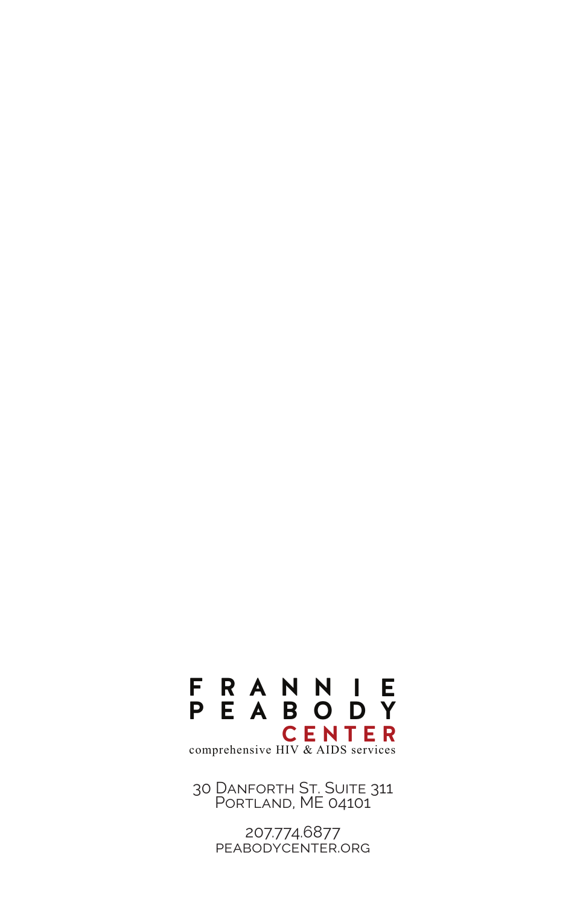**FRANNIE PEABODY CENTER**

comprehensive HIV & AIDS services

30 Danforth St. Suite 311
Portland, ME 04101

207.774.6877
PEABODYCENTER.ORG